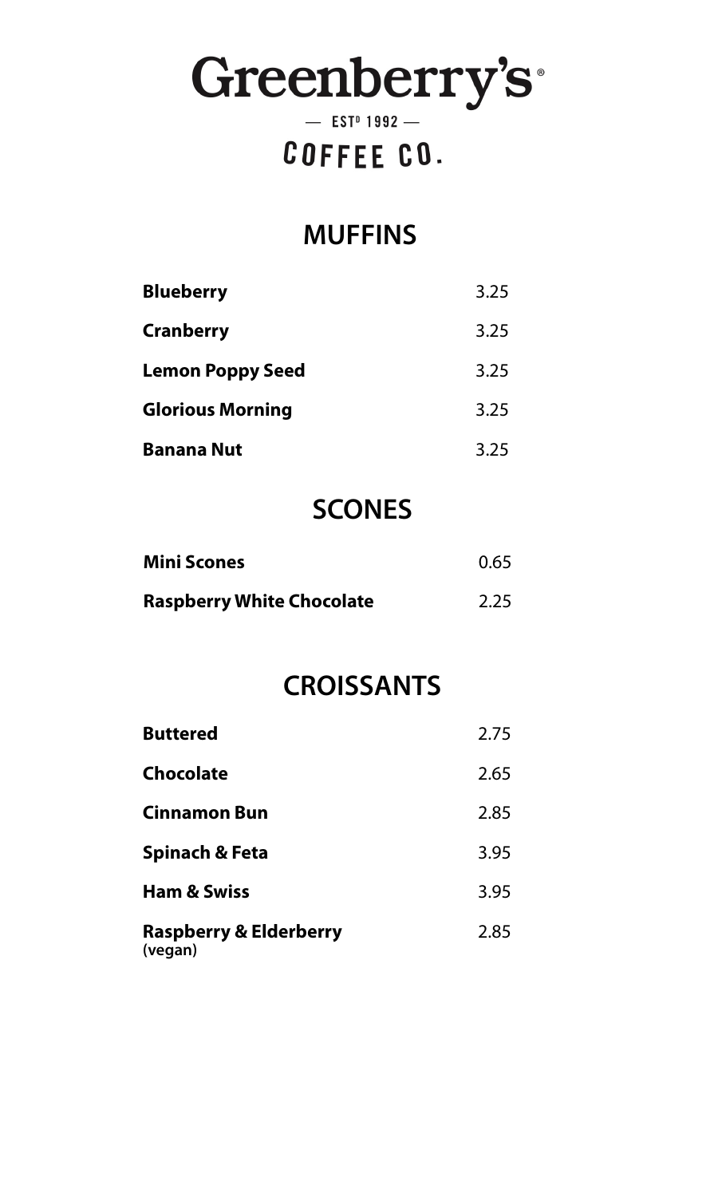# Greenberry's®

— ESTᴰ 1992 —

COFFEE CO.

## MUFFINS

| | |
|---|---|
| **Blueberry** | 3.25 |
| **Cranberry** | 3.25 |
| **Lemon Poppy Seed** | 3.25 |
| **Glorious Morning** | 3.25 |
| **Banana Nut** | 3.25 |

## SCONES

| | |
|---|---|
| **Mini Scones** | 0.65 |
| **Raspberry White Chocolate** | 2.25 |

## CROISSANTS

| | |
|---|---|
| **Buttered** | 2.75 |
| **Chocolate** | 2.65 |
| **Cinnamon Bun** | 2.85 |
| **Spinach & Feta** | 3.95 |
| **Ham & Swiss** | 3.95 |
| **Raspberry & Elderberry** (vegan) | 2.85 |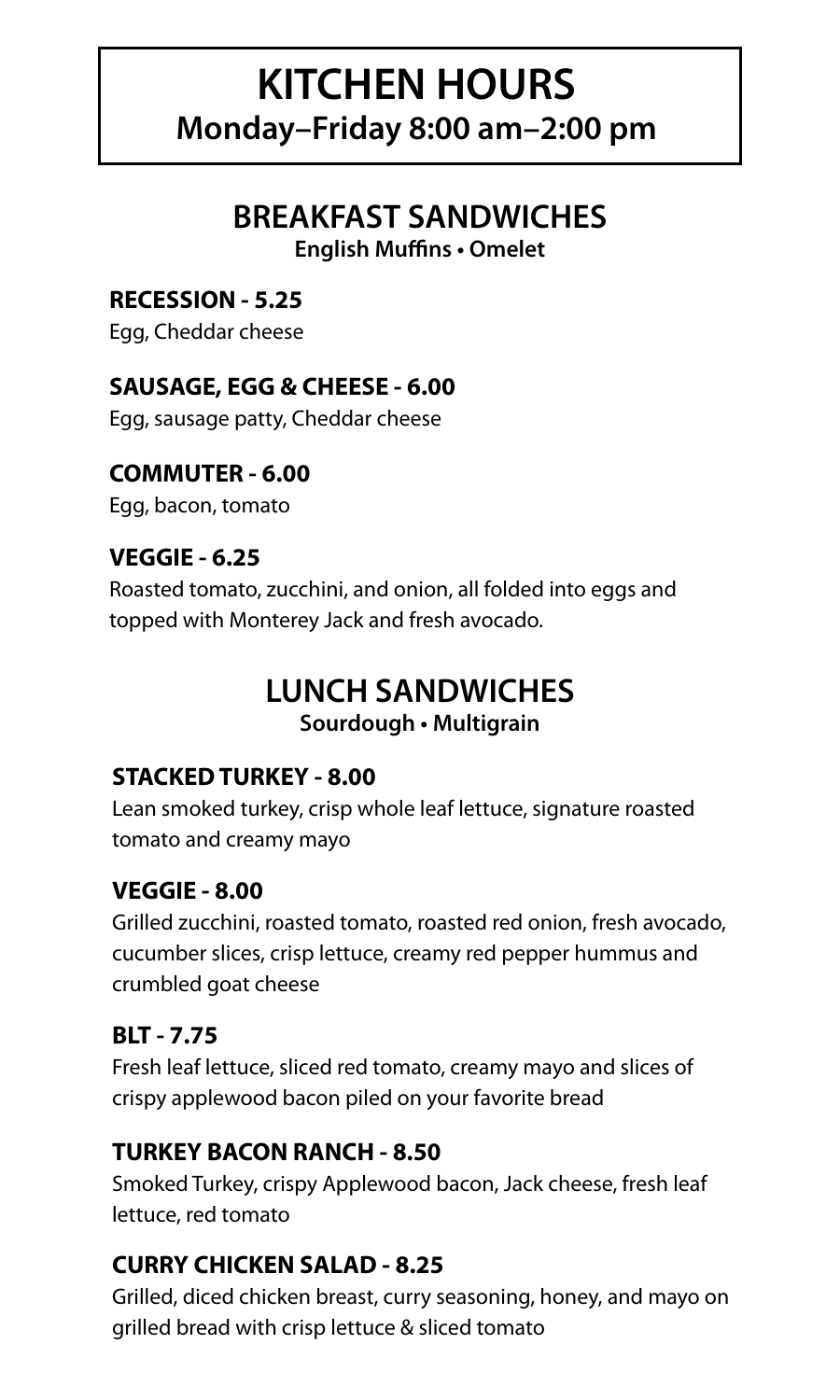# KITCHEN HOURS

**Monday–Friday 8:00 am–2:00 pm**

## BREAKFAST SANDWICHES

**English Muffins • Omelet**

**RECESSION - 5.25**

Egg, Cheddar cheese

**SAUSAGE, EGG & CHEESE - 6.00**

Egg, sausage patty, Cheddar cheese

**COMMUTER - 6.00**

Egg, bacon, tomato

**VEGGIE - 6.25**

Roasted tomato, zucchini, and onion, all folded into eggs and topped with Monterey Jack and fresh avocado.

## LUNCH SANDWICHES

**Sourdough • Multigrain**

**STACKED TURKEY - 8.00**

Lean smoked turkey, crisp whole leaf lettuce, signature roasted tomato and creamy mayo

**VEGGIE - 8.00**

Grilled zucchini, roasted tomato, roasted red onion, fresh avocado, cucumber slices, crisp lettuce, creamy red pepper hummus and crumbled goat cheese

**BLT - 7.75**

Fresh leaf lettuce, sliced red tomato, creamy mayo and slices of crispy applewood bacon piled on your favorite bread

**TURKEY BACON RANCH - 8.50**

Smoked Turkey, crispy Applewood bacon, Jack cheese, fresh leaf lettuce, red tomato

**CURRY CHICKEN SALAD - 8.25**

Grilled, diced chicken breast, curry seasoning, honey, and mayo on grilled bread with crisp lettuce & sliced tomato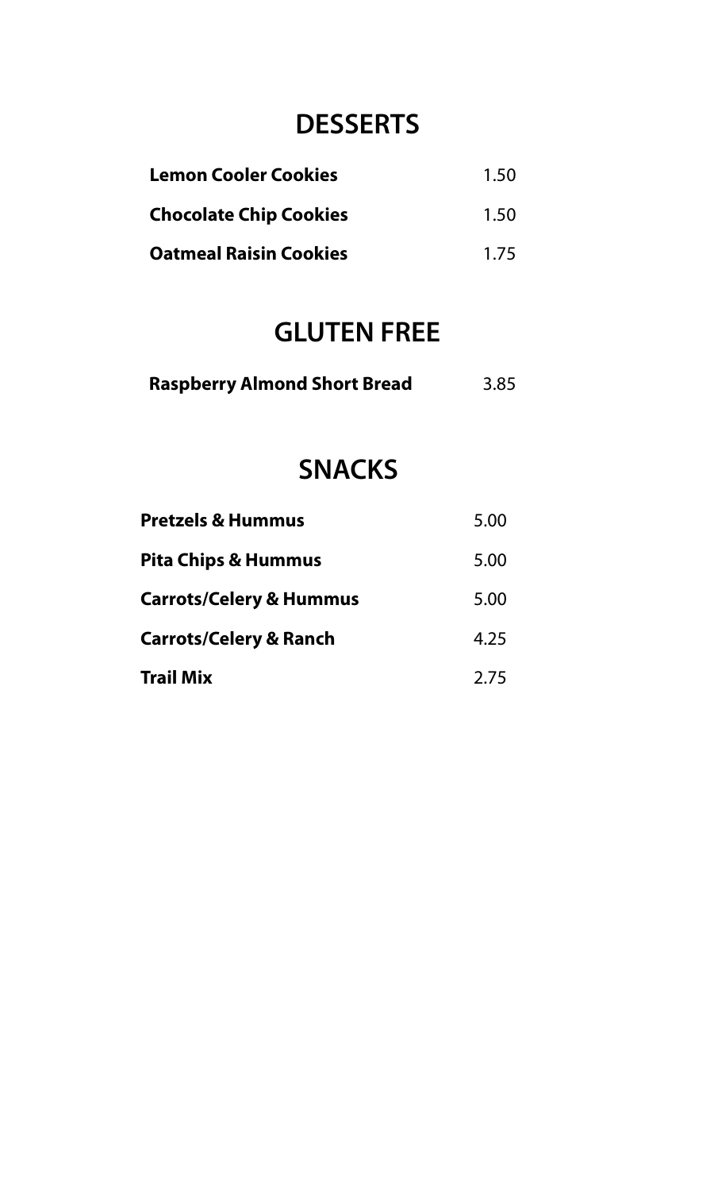## DESSERTS

| | |
|---|---|
| **Lemon Cooler Cookies** | 1.50 |
| **Chocolate Chip Cookies** | 1.50 |
| **Oatmeal Raisin Cookies** | 1.75 |

## GLUTEN FREE

| | |
|---|---|
| **Raspberry Almond Short Bread** | 3.85 |

## SNACKS

| | |
|---|---|
| **Pretzels & Hummus** | 5.00 |
| **Pita Chips & Hummus** | 5.00 |
| **Carrots/Celery & Hummus** | 5.00 |
| **Carrots/Celery & Ranch** | 4.25 |
| **Trail Mix** | 2.75 |